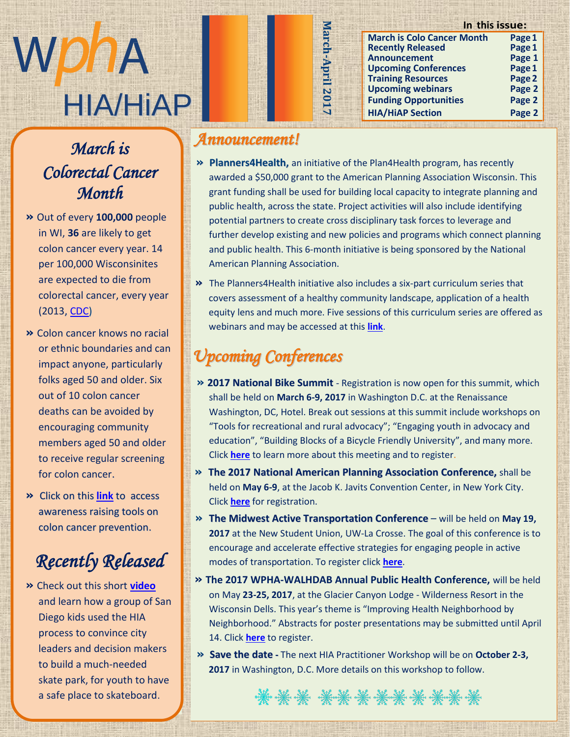# WphA HIA/HiAP

**March-April 2017**

**In this issue:**

| | |
|---|---|
| **March is Colo Cancer Month** | **Page 1** |
| **Recently Released** | **Page 1** |
| **Announcement** | **Page 1** |
| **Upcoming Conferences** | **Page 1** |
| **Training Resources** | **Page 2** |
| **Upcoming webinars** | **Page 2** |
| **Funding Opportunities** | **Page 2** |
| **HIA/HiAP Section** | **Page 2** |

## *March is Colorectal Cancer Month*

- Out of every **100,000** people in WI, **36** are likely to get colon cancer every year. 14 per 100,000 Wisconsinites are expected to die from colorectal cancer, every year (2013, CDC)
- Colon cancer knows no racial or ethnic boundaries and can impact anyone, particularly folks aged 50 and older. Six out of 10 colon cancer deaths can be avoided by encouraging community members aged 50 and older to receive regular screening for colon cancer.
- Click on this **link** to access awareness raising tools on colon cancer prevention.

## *Recently Released*

- Check out this short **video** and learn how a group of San Diego kids used the HIA process to convince city leaders and decision makers to build a much-needed skate park, for youth to have a safe place to skateboard.

## *Announcement!*

- **Planners4Health,** an initiative of the Plan4Health program, has recently awarded a $50,000 grant to the American Planning Association Wisconsin. This grant funding shall be used for building local capacity to integrate planning and public health, across the state. Project activities will also include identifying potential partners to create cross disciplinary task forces to leverage and further develop existing and new policies and programs which connect planning and public health. This 6-month initiative is being sponsored by the National American Planning Association.
- The Planners4Health initiative also includes a six-part curriculum series that covers assessment of a healthy community landscape, application of a health equity lens and much more. Five sessions of this curriculum series are offered as webinars and may be accessed at this **link**.

## *Upcoming Conferences*

- **2017 National Bike Summit** - Registration is now open for this summit, which shall be held on **March 6-9, 2017** in Washington D.C. at the Renaissance Washington, DC, Hotel. Break out sessions at this summit include workshops on "Tools for recreational and rural advocacy"; "Engaging youth in advocacy and education", "Building Blocks of a Bicycle Friendly University", and many more. Click **here** to learn more about this meeting and to register.
- **The 2017 National American Planning Association Conference,** shall be held on **May 6-9**, at the Jacob K. Javits Convention Center, in New York City. Click **here** for registration.
- **The Midwest Active Transportation Conference** – will be held on **May 19, 2017** at the New Student Union, UW-La Crosse. The goal of this conference is to encourage and accelerate effective strategies for engaging people in active modes of transportation. To register click **here**.
- **The 2017 WPHA-WALHDAB Annual Public Health Conference,** will be held on May **23-25, 2017**, at the Glacier Canyon Lodge - Wilderness Resort in the Wisconsin Dells. This year's theme is "Improving Health Neighborhood by Neighborhood." Abstracts for poster presentations may be submitted until April 14. Click **here** to register.
- **Save the date -** The next HIA Practitioner Workshop will be on **October 2-3, 2017** in Washington, D.C. More details on this workshop to follow.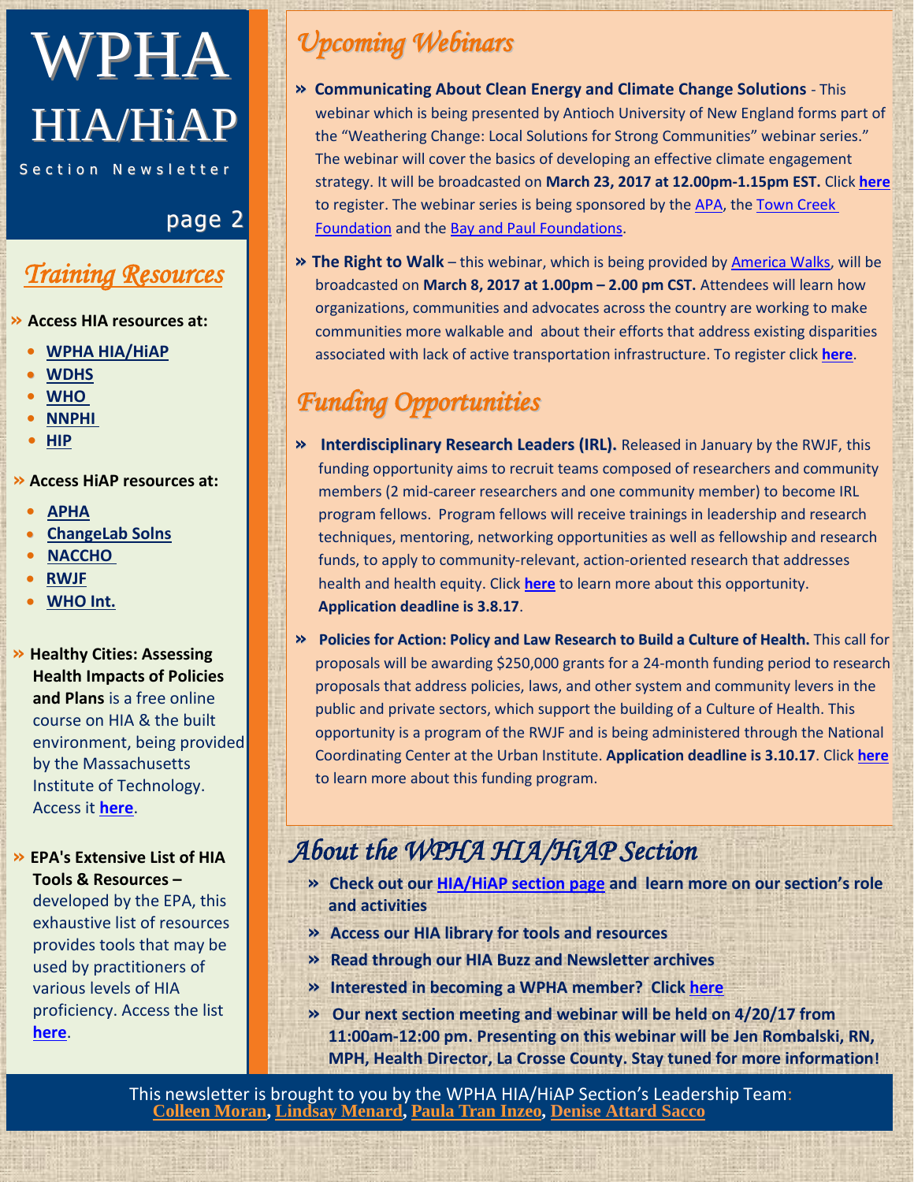# WPHA HIA/HiAP

Section Newsletter

page 2

## Training Resources

» **Access HIA resources at:**

- **WPHA HIA/HiAP**
- **WDHS**
- **WHO**
- **NNPHI**
- **HIP**

» **Access HiAP resources at:**

- **APHA**
- **ChangeLab Solns**
- **NACCHO**
- **RWJF**
- **WHO Int.**

» **Healthy Cities: Assessing Health Impacts of Policies and Plans** is a free online course on HIA & the built environment, being provided by the Massachusetts Institute of Technology. Access it **here**.

» **EPA's Extensive List of HIA Tools & Resources –** developed by the EPA, this exhaustive list of resources provides tools that may be used by practitioners of various levels of HIA proficiency. Access the list **here**.

## Upcoming Webinars

» **Communicating About Clean Energy and Climate Change Solutions** - This webinar which is being presented by Antioch University of New England forms part of the "Weathering Change: Local Solutions for Strong Communities" webinar series." The webinar will cover the basics of developing an effective climate engagement strategy. It will be broadcasted on **March 23, 2017 at 12.00pm-1.15pm EST.** Click **here** to register. The webinar series is being sponsored by the APA, the Town Creek Foundation and the Bay and Paul Foundations.

» **The Right to Walk** – this webinar, which is being provided by America Walks, will be broadcasted on **March 8, 2017 at 1.00pm – 2.00 pm CST.** Attendees will learn how organizations, communities and advocates across the country are working to make communities more walkable and about their efforts that address existing disparities associated with lack of active transportation infrastructure. To register click **here**.

## Funding Opportunities

» **Interdisciplinary Research Leaders (IRL).** Released in January by the RWJF, this funding opportunity aims to recruit teams composed of researchers and community members (2 mid-career researchers and one community member) to become IRL program fellows. Program fellows will receive trainings in leadership and research techniques, mentoring, networking opportunities as well as fellowship and research funds, to apply to community-relevant, action-oriented research that addresses health and health equity. Click **here** to learn more about this opportunity. **Application deadline is 3.8.17**.

» **Policies for Action: Policy and Law Research to Build a Culture of Health.** This call for proposals will be awarding $250,000 grants for a 24-month funding period to research proposals that address policies, laws, and other system and community levers in the public and private sectors, which support the building of a Culture of Health. This opportunity is a program of the RWJF and is being administered through the National Coordinating Center at the Urban Institute. **Application deadline is 3.10.17**. Click **here** to learn more about this funding program.

## About the WPHA HIA/HiAP Section

» **Check out our HIA/HiAP section page and learn more on our section's role and activities**

» **Access our HIA library for tools and resources**

» **Read through our HIA Buzz and Newsletter archives**

» **Interested in becoming a WPHA member? Click here**

» **Our next section meeting and webinar will be held on 4/20/17 from 11:00am-12:00 pm. Presenting on this webinar will be Jen Rombalski, RN, MPH, Health Director, La Crosse County. Stay tuned for more information!**

This newsletter is brought to you by the WPHA HIA/HiAP Section's Leadership Team: **Colleen Moran, Lindsay Menard, Paula Tran Inzeo, Denise Attard Sacco**